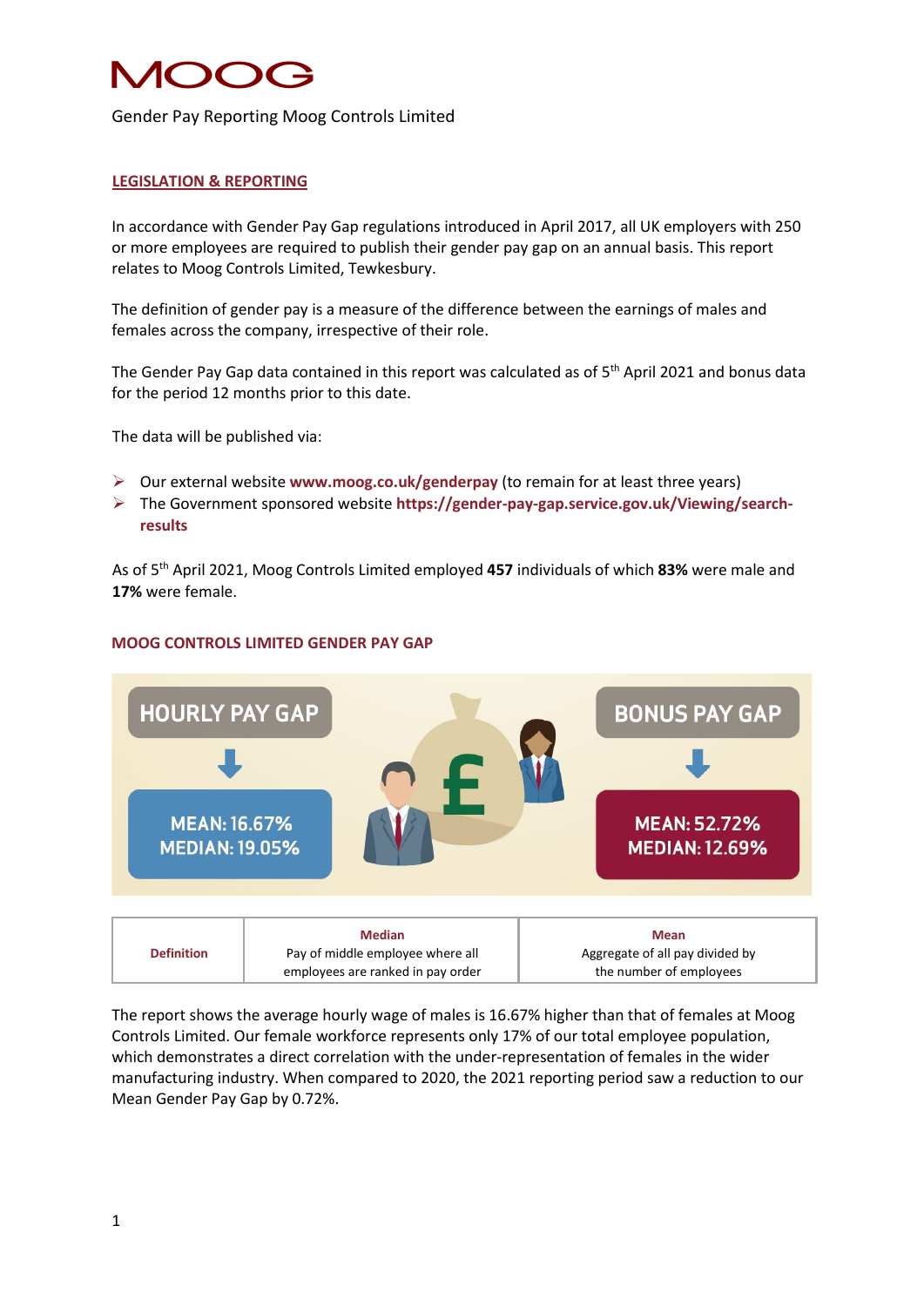# MOOG

Gender Pay Reporting Moog Controls Limited

## LEGISLATION & REPORTING

In accordance with Gender Pay Gap regulations introduced in April 2017, all UK employers with 250 or more employees are required to publish their gender pay gap on an annual basis. This report relates to Moog Controls Limited, Tewkesbury.

The definition of gender pay is a measure of the difference between the earnings of males and females across the company, irrespective of their role.

The Gender Pay Gap data contained in this report was calculated as of 5th April 2021 and bonus data for the period 12 months prior to this date.

The data will be published via:

- Our external website **www.moog.co.uk/genderpay** (to remain for at least three years)
- The Government sponsored website **https://gender-pay-gap.service.gov.uk/Viewing/search-results**

As of 5th April 2021, Moog Controls Limited employed **457** individuals of which **83%** were male and **17%** were female.

## MOOG CONTROLS LIMITED GENDER PAY GAP

**HOURLY PAY GAP**

**MEAN: 16.67%**
**MEDIAN: 19.05%**

**BONUS PAY GAP**

**MEAN: 52.72%**
**MEDIAN: 12.69%**

| Definition | Median<br>Pay of middle employee where all employees are ranked in pay order | Mean<br>Aggregate of all pay divided by the number of employees |
|---|---|---|

The report shows the average hourly wage of males is 16.67% higher than that of females at Moog Controls Limited. Our female workforce represents only 17% of our total employee population, which demonstrates a direct correlation with the under-representation of females in the wider manufacturing industry. When compared to 2020, the 2021 reporting period saw a reduction to our Mean Gender Pay Gap by 0.72%.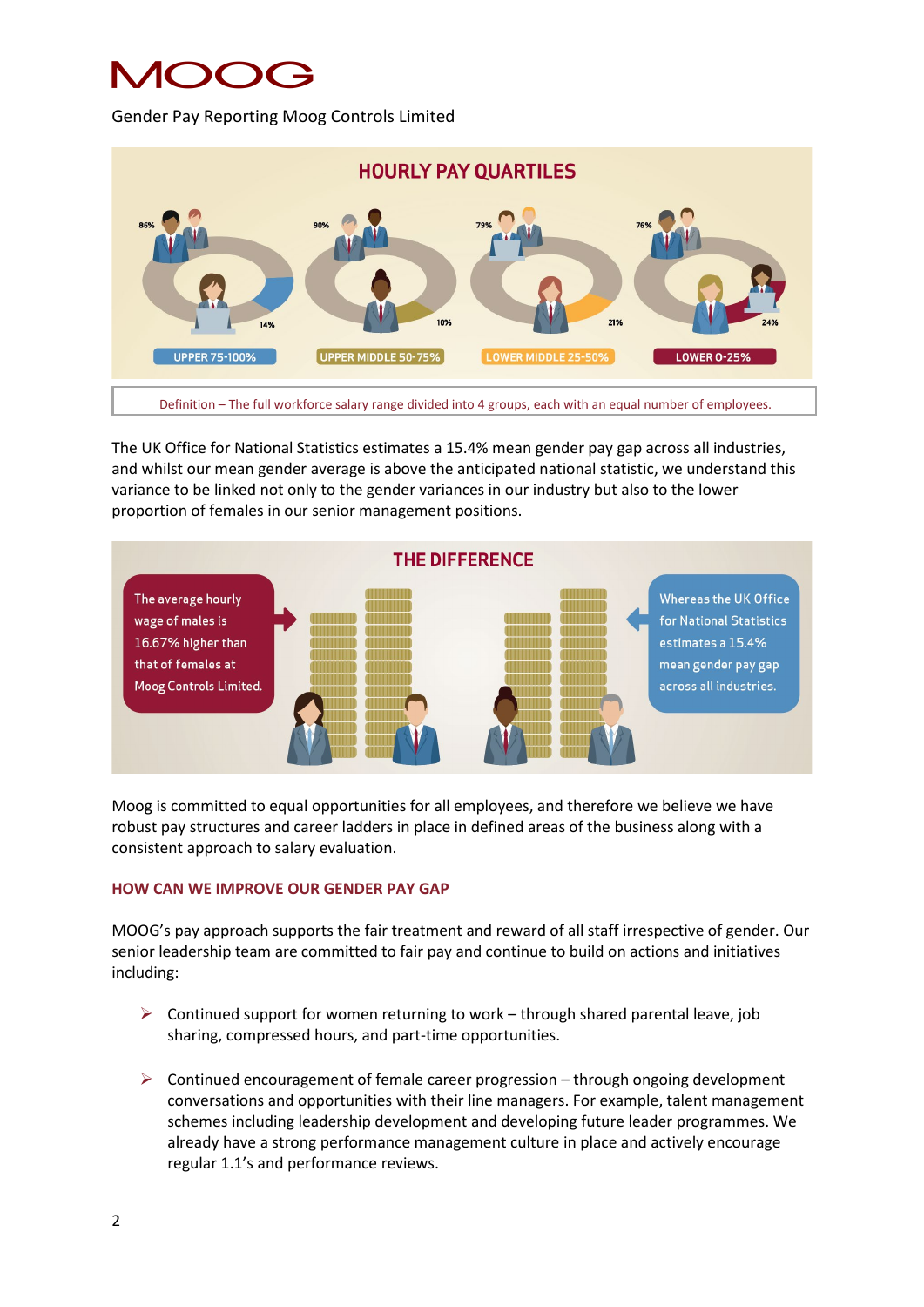# MOOG

Gender Pay Reporting Moog Controls Limited

## HOURLY PAY QUARTILES

| Quartile | Male | Female |
|---|---|---|
| UPPER 75-100% | 86% | 14% |
| UPPER MIDDLE 50-75% | 90% | 10% |
| LOWER MIDDLE 25-50% | 79% | 21% |
| LOWER 0-25% | 76% | 24% |

Definition – The full workforce salary range divided into 4 groups, each with an equal number of employees.

The UK Office for National Statistics estimates a 15.4% mean gender pay gap across all industries, and whilst our mean gender average is above the anticipated national statistic, we understand this variance to be linked not only to the gender variances in our industry but also to the lower proportion of females in our senior management positions.

## THE DIFFERENCE

The average hourly wage of males is 16.67% higher than that of females at Moog Controls Limited.

Whereas the UK Office for National Statistics estimates a 15.4% mean gender pay gap across all industries.

Moog is committed to equal opportunities for all employees, and therefore we believe we have robust pay structures and career ladders in place in defined areas of the business along with a consistent approach to salary evaluation.

### HOW CAN WE IMPROVE OUR GENDER PAY GAP

MOOG's pay approach supports the fair treatment and reward of all staff irrespective of gender. Our senior leadership team are committed to fair pay and continue to build on actions and initiatives including:

- Continued support for women returning to work – through shared parental leave, job sharing, compressed hours, and part-time opportunities.
- Continued encouragement of female career progression – through ongoing development conversations and opportunities with their line managers. For example, talent management schemes including leadership development and developing future leader programmes. We already have a strong performance management culture in place and actively encourage regular 1.1's and performance reviews.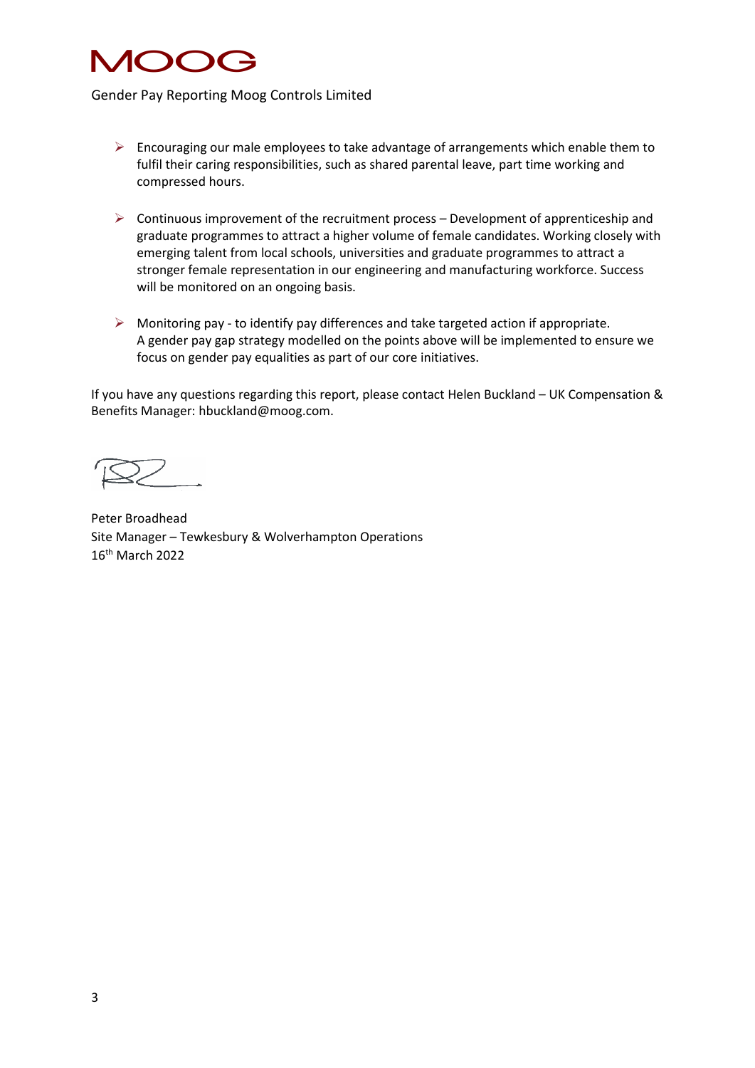- Encouraging our male employees to take advantage of arrangements which enable them to fulfil their caring responsibilities, such as shared parental leave, part time working and compressed hours.

- Continuous improvement of the recruitment process – Development of apprenticeship and graduate programmes to attract a higher volume of female candidates. Working closely with emerging talent from local schools, universities and graduate programmes to attract a stronger female representation in our engineering and manufacturing workforce. Success will be monitored on an ongoing basis.

- Monitoring pay - to identify pay differences and take targeted action if appropriate. A gender pay gap strategy modelled on the points above will be implemented to ensure we focus on gender pay equalities as part of our core initiatives.

If you have any questions regarding this report, please contact Helen Buckland – UK Compensation & Benefits Manager: hbuckland@moog.com.

Peter Broadhead
Site Manager – Tewkesbury & Wolverhampton Operations
16th March 2022